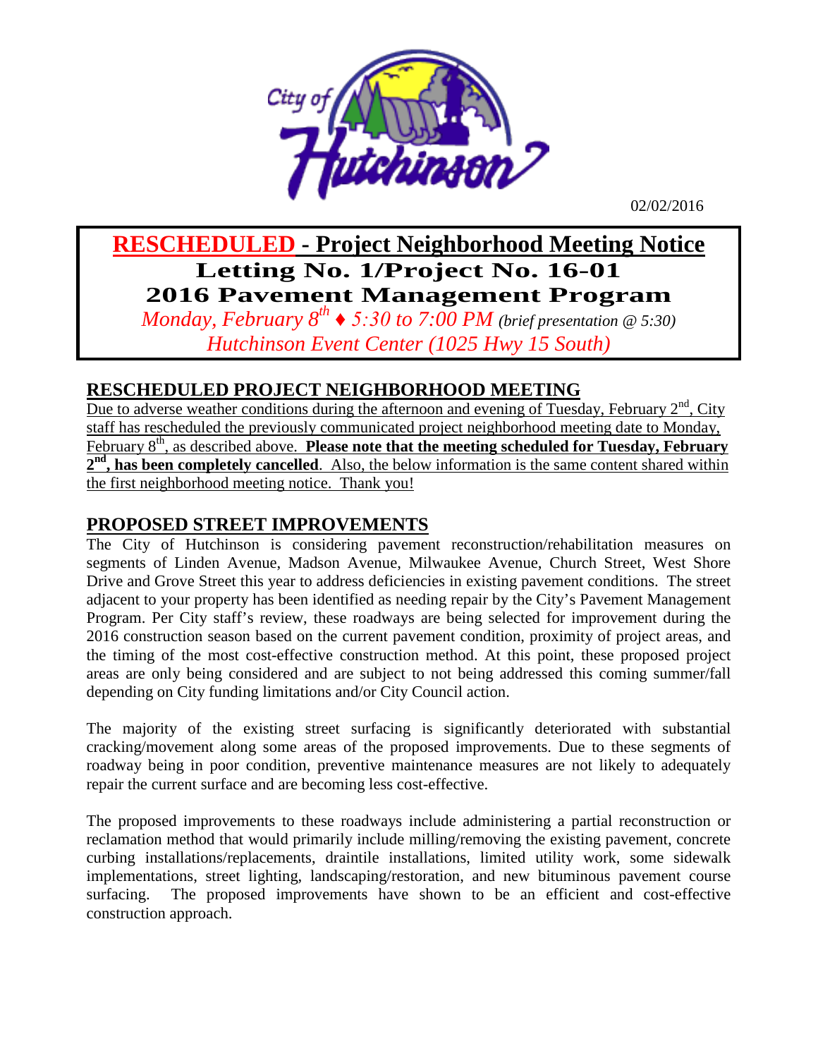City of Hutchinson

02/02/2016

# RESCHEDULED - Project Neighborhood Meeting Notice

## Letting No. 1/Project No. 16-01

## 2016 Pavement Management Program

*Monday, February 8th ♦ 5:30 to 7:00 PM (brief presentation @ 5:30)*

*Hutchinson Event Center (1025 Hwy 15 South)*

## RESCHEDULED PROJECT NEIGHBORHOOD MEETING

Due to adverse weather conditions during the afternoon and evening of Tuesday, February 2nd, City staff has rescheduled the previously communicated project neighborhood meeting date to Monday, February 8th, as described above. **Please note that the meeting scheduled for Tuesday, February 2nd, has been completely cancelled**. Also, the below information is the same content shared within the first neighborhood meeting notice. Thank you!

## PROPOSED STREET IMPROVEMENTS

The City of Hutchinson is considering pavement reconstruction/rehabilitation measures on segments of Linden Avenue, Madson Avenue, Milwaukee Avenue, Church Street, West Shore Drive and Grove Street this year to address deficiencies in existing pavement conditions. The street adjacent to your property has been identified as needing repair by the City's Pavement Management Program. Per City staff's review, these roadways are being selected for improvement during the 2016 construction season based on the current pavement condition, proximity of project areas, and the timing of the most cost-effective construction method. At this point, these proposed project areas are only being considered and are subject to not being addressed this coming summer/fall depending on City funding limitations and/or City Council action.

The majority of the existing street surfacing is significantly deteriorated with substantial cracking/movement along some areas of the proposed improvements. Due to these segments of roadway being in poor condition, preventive maintenance measures are not likely to adequately repair the current surface and are becoming less cost-effective.

The proposed improvements to these roadways include administering a partial reconstruction or reclamation method that would primarily include milling/removing the existing pavement, concrete curbing installations/replacements, draintile installations, limited utility work, some sidewalk implementations, street lighting, landscaping/restoration, and new bituminous pavement course surfacing. The proposed improvements have shown to be an efficient and cost-effective construction approach.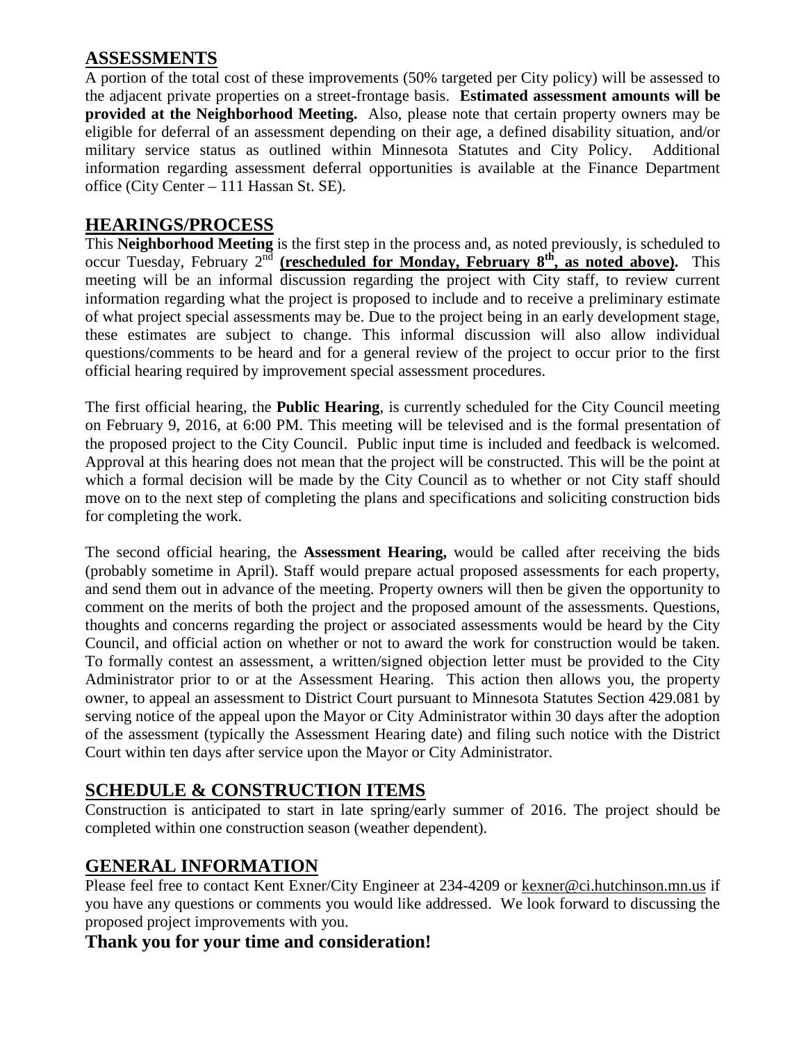## ASSESSMENTS

A portion of the total cost of these improvements (50% targeted per City policy) will be assessed to the adjacent private properties on a street-frontage basis. **Estimated assessment amounts will be provided at the Neighborhood Meeting.** Also, please note that certain property owners may be eligible for deferral of an assessment depending on their age, a defined disability situation, and/or military service status as outlined within Minnesota Statutes and City Policy. Additional information regarding assessment deferral opportunities is available at the Finance Department office (City Center – 111 Hassan St. SE).

## HEARINGS/PROCESS

This **Neighborhood Meeting** is the first step in the process and, as noted previously, is scheduled to occur Tuesday, February 2nd **(rescheduled for Monday, February 8th, as noted above).** This meeting will be an informal discussion regarding the project with City staff, to review current information regarding what the project is proposed to include and to receive a preliminary estimate of what project special assessments may be. Due to the project being in an early development stage, these estimates are subject to change. This informal discussion will also allow individual questions/comments to be heard and for a general review of the project to occur prior to the first official hearing required by improvement special assessment procedures.

The first official hearing, the **Public Hearing**, is currently scheduled for the City Council meeting on February 9, 2016, at 6:00 PM. This meeting will be televised and is the formal presentation of the proposed project to the City Council. Public input time is included and feedback is welcomed. Approval at this hearing does not mean that the project will be constructed. This will be the point at which a formal decision will be made by the City Council as to whether or not City staff should move on to the next step of completing the plans and specifications and soliciting construction bids for completing the work.

The second official hearing, the **Assessment Hearing,** would be called after receiving the bids (probably sometime in April). Staff would prepare actual proposed assessments for each property, and send them out in advance of the meeting. Property owners will then be given the opportunity to comment on the merits of both the project and the proposed amount of the assessments. Questions, thoughts and concerns regarding the project or associated assessments would be heard by the City Council, and official action on whether or not to award the work for construction would be taken. To formally contest an assessment, a written/signed objection letter must be provided to the City Administrator prior to or at the Assessment Hearing. This action then allows you, the property owner, to appeal an assessment to District Court pursuant to Minnesota Statutes Section 429.081 by serving notice of the appeal upon the Mayor or City Administrator within 30 days after the adoption of the assessment (typically the Assessment Hearing date) and filing such notice with the District Court within ten days after service upon the Mayor or City Administrator.

## SCHEDULE & CONSTRUCTION ITEMS

Construction is anticipated to start in late spring/early summer of 2016. The project should be completed within one construction season (weather dependent).

## GENERAL INFORMATION

Please feel free to contact Kent Exner/City Engineer at 234-4209 or kexner@ci.hutchinson.mn.us if you have any questions or comments you would like addressed. We look forward to discussing the proposed project improvements with you.

**Thank you for your time and consideration!**